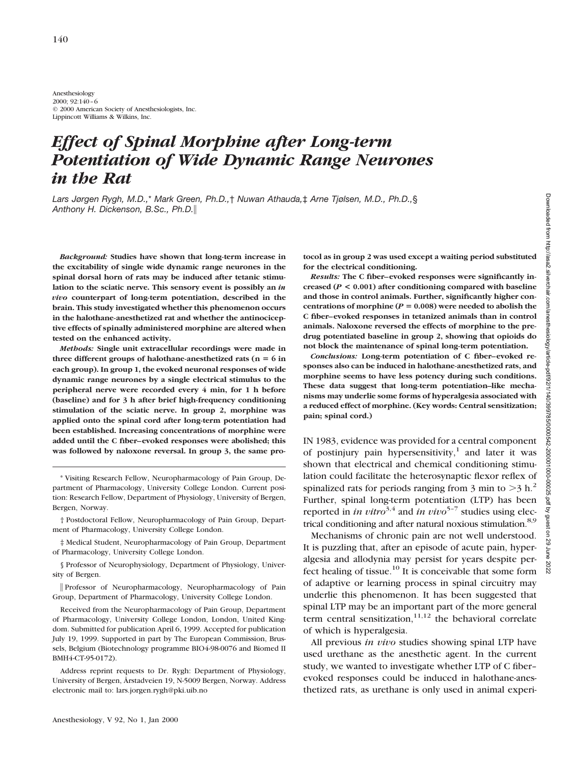Anesthesiology
2000; 92:140–6
© 2000 American Society of Anesthesiologists, Inc.
Lippincott Williams & Wilkins, Inc.

# *Effect of Spinal Morphine after Long-term Potentiation of Wide Dynamic Range Neurones in the Rat*

*Lars Jørgen Rygh, M.D.,\* Mark Green, Ph.D.,† Nuwan Athauda,‡ Arne Tjølsen, M.D., Ph.D.,§ Anthony H. Dickenson, B.Sc., Ph.D.‖*

***Background:*** **Studies have shown that long-term increase in the excitability of single wide dynamic range neurones in the spinal dorsal horn of rats may be induced after tetanic stimulation to the sciatic nerve. This sensory event is possibly an *in vivo* counterpart of long-term potentiation, described in the brain. This study investigated whether this phenomenon occurs in the halothane-anesthetized rat and whether the antinociceptive effects of spinally administered morphine are altered when tested on the enhanced activity.**

***Methods:*** **Single unit extracellular recordings were made in three different groups of halothane-anesthetized rats (n = 6 in each group). In group 1, the evoked neuronal responses of wide dynamic range neurones by a single electrical stimulus to the peripheral nerve were recorded every 4 min, for 1 h before (baseline) and for 3 h after brief high-frequency conditioning stimulation of the sciatic nerve. In group 2, morphine was applied onto the spinal cord after long-term potentiation had been established. Increasing concentrations of morphine were added until the C fiber–evoked responses were abolished; this was followed by naloxone reversal. In group 3, the same protocol as in group 2 was used except a waiting period substituted for the electrical conditioning.**

***Results:*** **The C fiber–evoked responses were significantly increased ($P < 0.001$) after conditioning compared with baseline and those in control animals. Further, significantly higher concentrations of morphine ($P = 0.008$) were needed to abolish the C fiber–evoked responses in tetanized animals than in control animals. Naloxone reversed the effects of morphine to the predrug potentiated baseline in group 2, showing that opioids do not block the maintenance of spinal long-term potentiation.**

***Conclusions:*** **Long-term potentiation of C fiber–evoked responses also can be induced in halothane-anesthetized rats, and morphine seems to have less potency during such conditions. These data suggest that long-term potentiation–like mechanisms may underlie some forms of hyperalgesia associated with a reduced effect of morphine. (Key words: Central sensitization; pain; spinal cord.)**

IN 1983, evidence was provided for a central component of postinjury pain hypersensitivity,[1] and later it was shown that electrical and chemical conditioning stimulation could facilitate the heterosynaptic flexor reflex of spinalized rats for periods ranging from 3 min to >3 h.[2] Further, spinal long-term potentiation (LTP) has been reported in *in vitro*[3,4] and *in vivo*[5–7] studies using electrical conditioning and after natural noxious stimulation.[8,9]

Mechanisms of chronic pain are not well understood. It is puzzling that, after an episode of acute pain, hyperalgesia and allodynia may persist for years despite perfect healing of tissue.[10] It is conceivable that some form of adaptive or learning process in spinal circuitry may underlie this phenomenon. It has been suggested that spinal LTP may be an important part of the more general term central sensitization,[11,12] the behavioral correlate of which is hyperalgesia.

All previous *in vivo* studies showing spinal LTP have used urethane as the anesthetic agent. In the current study, we wanted to investigate whether LTP of C fiber–evoked responses could be induced in halothane-anesthetized rats, as urethane is only used in animal experi-

---

\* Visiting Research Fellow, Neuropharmacology of Pain Group, Department of Pharmacology, University College London. Current position: Research Fellow, Department of Physiology, University of Bergen, Bergen, Norway.

† Postdoctoral Fellow, Neuropharmacology of Pain Group, Department of Pharmacology, University College London.

‡ Medical Student, Neuropharmacology of Pain Group, Department of Pharmacology, University College London.

§ Professor of Neurophysiology, Department of Physiology, University of Bergen.

‖ Professor of Neuropharmacology, Neuropharmacology of Pain Group, Department of Pharmacology, University College London.

Received from the Neuropharmacology of Pain Group, Department of Pharmacology, University College London, London, United Kingdom. Submitted for publication April 6, 1999. Accepted for publication July 19, 1999. Supported in part by The European Commission, Brussels, Belgium (Biotechnology programme BIO4-98-0076 and Biomed II BMH4-CT-95-0172).

Address reprint requests to Dr. Rygh: Department of Physiology, University of Bergen, Årstadveien 19, N-5009 Bergen, Norway. Address electronic mail to: lars.jorgen.rygh@pki.uib.no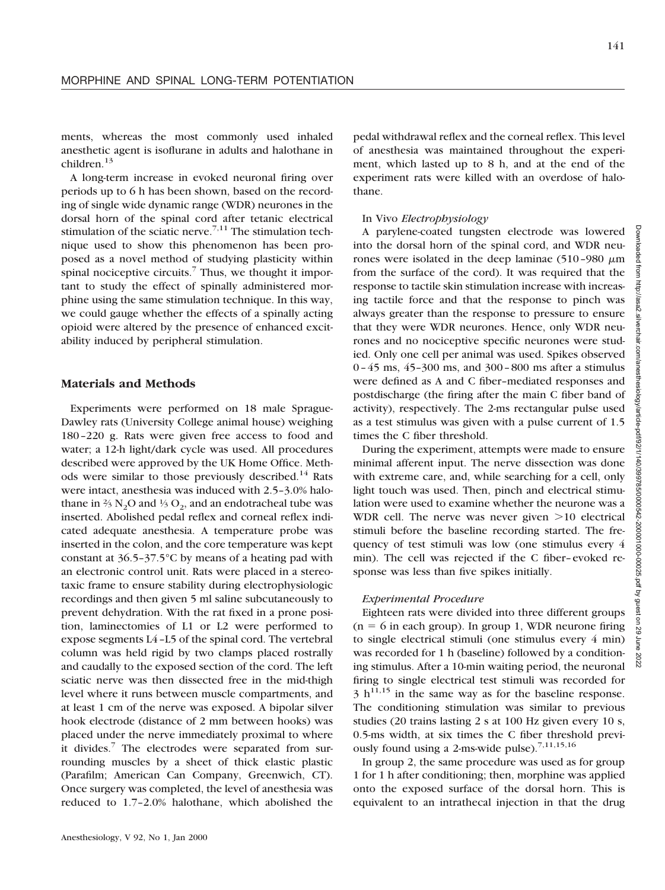ments, whereas the most commonly used inhaled anesthetic agent is isoflurane in adults and halothane in children.[13]

A long-term increase in evoked neuronal firing over periods up to 6 h has been shown, based on the recording of single wide dynamic range (WDR) neurones in the dorsal horn of the spinal cord after tetanic electrical stimulation of the sciatic nerve.[7,11] The stimulation technique used to show this phenomenon has been proposed as a novel method of studying plasticity within spinal nociceptive circuits.[7] Thus, we thought it important to study the effect of spinally administered morphine using the same stimulation technique. In this way, we could gauge whether the effects of a spinally acting opioid were altered by the presence of enhanced excitability induced by peripheral stimulation.

## Materials and Methods

Experiments were performed on 18 male Sprague-Dawley rats (University College animal house) weighing 180–220 g. Rats were given free access to food and water; a 12-h light/dark cycle was used. All procedures described were approved by the UK Home Office. Methods were similar to those previously described.[14] Rats were intact, anesthesia was induced with 2.5–3.0% halothane in ⅔ $N_2O$ and ⅓ $O_2$, and an endotracheal tube was inserted. Abolished pedal reflex and corneal reflex indicated adequate anesthesia. A temperature probe was inserted in the colon, and the core temperature was kept constant at 36.5–37.5°C by means of a heating pad with an electronic control unit. Rats were placed in a stereotaxic frame to ensure stability during electrophysiologic recordings and then given 5 ml saline subcutaneously to prevent dehydration. With the rat fixed in a prone position, laminectomies of L1 or L2 were performed to expose segments L4–L5 of the spinal cord. The vertebral column was held rigid by two clamps placed rostrally and caudally to the exposed section of the cord. The left sciatic nerve was then dissected free in the mid-thigh level where it runs between muscle compartments, and at least 1 cm of the nerve was exposed. A bipolar silver hook electrode (distance of 2 mm between hooks) was placed under the nerve immediately proximal to where it divides.[7] The electrodes were separated from surrounding muscles by a sheet of thick elastic plastic (Parafilm; American Can Company, Greenwich, CT). Once surgery was completed, the level of anesthesia was reduced to 1.7–2.0% halothane, which abolished the pedal withdrawal reflex and the corneal reflex. This level of anesthesia was maintained throughout the experiment, which lasted up to 8 h, and at the end of the experiment rats were killed with an overdose of halothane.

### *In Vivo Electrophysiology*

A parylene-coated tungsten electrode was lowered into the dorsal horn of the spinal cord, and WDR neurones were isolated in the deep laminae (510–980 μm from the surface of the cord). It was required that the response to tactile skin stimulation increase with increasing tactile force and that the response to pinch was always greater than the response to pressure to ensure that they were WDR neurones. Hence, only WDR neurones and no nociceptive specific neurones were studied. Only one cell per animal was used. Spikes observed 0–45 ms, 45–300 ms, and 300–800 ms after a stimulus were defined as A and C fiber–mediated responses and postdischarge (the firing after the main C fiber band of activity), respectively. The 2-ms rectangular pulse used as a test stimulus was given with a pulse current of 1.5 times the C fiber threshold.

During the experiment, attempts were made to ensure minimal afferent input. The nerve dissection was done with extreme care, and, while searching for a cell, only light touch was used. Then, pinch and electrical stimulation were used to examine whether the neurone was a WDR cell. The nerve was never given >10 electrical stimuli before the baseline recording started. The frequency of test stimuli was low (one stimulus every 4 min). The cell was rejected if the C fiber–evoked response was less than five spikes initially.

### *Experimental Procedure*

Eighteen rats were divided into three different groups ($n = 6$ in each group). In group 1, WDR neurone firing to single electrical stimuli (one stimulus every 4 min) was recorded for 1 h (baseline) followed by a conditioning stimulus. After a 10-min waiting period, the neuronal firing to single electrical test stimuli was recorded for 3 h[11,15] in the same way as for the baseline response. The conditioning stimulation was similar to previous studies (20 trains lasting 2 s at 100 Hz given every 10 s, 0.5-ms width, at six times the C fiber threshold previously found using a 2-ms-wide pulse).[7,11,15,16]

In group 2, the same procedure was used as for group 1 for 1 h after conditioning; then, morphine was applied onto the exposed surface of the dorsal horn. This is equivalent to an intrathecal injection in that the drug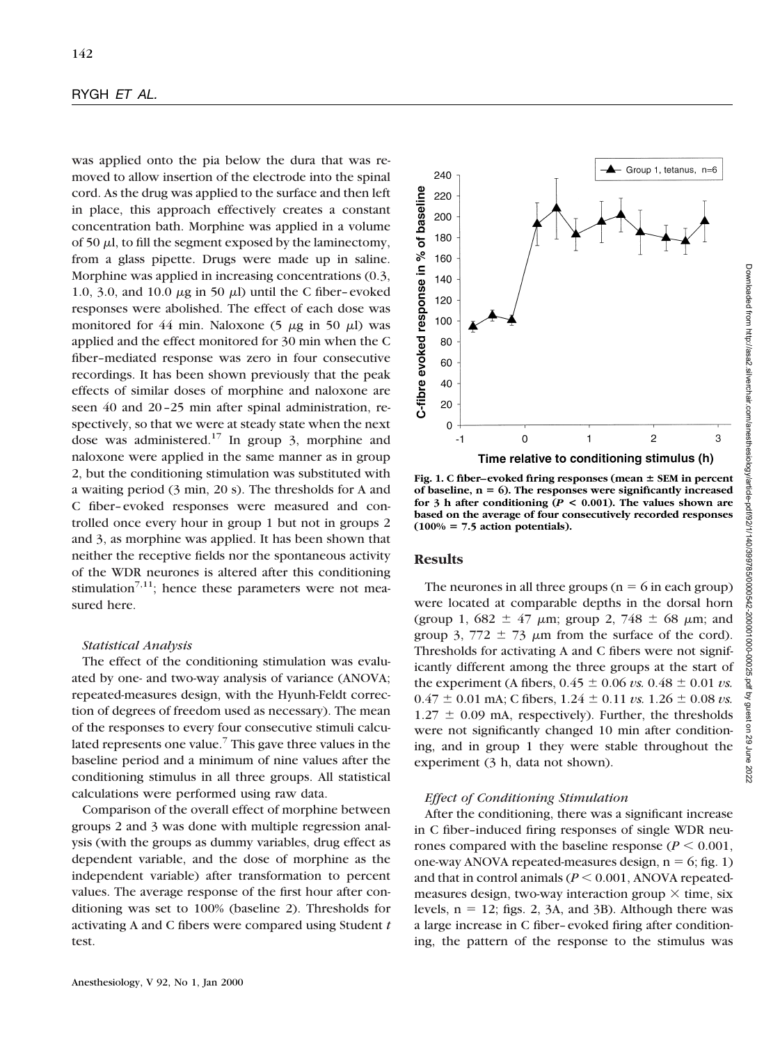was applied onto the pia below the dura that was removed to allow insertion of the electrode into the spinal cord. As the drug was applied to the surface and then left in place, this approach effectively creates a constant concentration bath. Morphine was applied in a volume of 50 $\mu$l, to fill the segment exposed by the laminectomy, from a glass pipette. Drugs were made up in saline. Morphine was applied in increasing concentrations (0.3, 1.0, 3.0, and 10.0 $\mu$g in 50 $\mu$l) until the C fiber–evoked responses were abolished. The effect of each dose was monitored for 44 min. Naloxone (5 $\mu$g in 50 $\mu$l) was applied and the effect monitored for 30 min when the C fiber–mediated response was zero in four consecutive recordings. It has been shown previously that the peak effects of similar doses of morphine and naloxone are seen 40 and 20–25 min after spinal administration, respectively, so that we were at steady state when the next dose was administered.[17] In group 3, morphine and naloxone were applied in the same manner as in group 2, but the conditioning stimulation was substituted with a waiting period (3 min, 20 s). The thresholds for A and C fiber–evoked responses were measured and controlled once every hour in group 1 but not in groups 2 and 3, as morphine was applied. It has been shown that neither the receptive fields nor the spontaneous activity of the WDR neurones is altered after this conditioning stimulation[7,11]; hence these parameters were not measured here.

### *Statistical Analysis*

The effect of the conditioning stimulation was evaluated by one- and two-way analysis of variance (ANOVA; repeated-measures design, with the Hyunh-Feldt correction of degrees of freedom used as necessary). The mean of the responses to every four consecutive stimuli calculated represents one value.[7] This gave three values in the baseline period and a minimum of nine values after the conditioning stimulus in all three groups. All statistical calculations were performed using raw data.

Comparison of the overall effect of morphine between groups 2 and 3 was done with multiple regression analysis (with the groups as dummy variables, drug effect as dependent variable, and the dose of morphine as the independent variable) after transformation to percent values. The average response of the first hour after conditioning was set to 100% (baseline 2). Thresholds for activating A and C fibers were compared using Student *t* test.

**Fig. 1. C fiber–evoked firing responses (mean ± SEM in percent of baseline, n = 6). The responses were significantly increased for 3 h after conditioning ($P < 0.001$). The values shown are based on the average of four consecutively recorded responses (100% = 7.5 action potentials).**

## Results

The neurones in all three groups (n = 6 in each group) were located at comparable depths in the dorsal horn (group 1, 682 ± 47 $\mu$m; group 2, 748 ± 68 $\mu$m; and group 3, 772 ± 73 $\mu$m from the surface of the cord). Thresholds for activating A and C fibers were not significantly different among the three groups at the start of the experiment (A fibers, 0.45 ± 0.06 *vs.* 0.48 ± 0.01 *vs.* 0.47 ± 0.01 mA; C fibers, 1.24 ± 0.11 *vs.* 1.26 ± 0.08 *vs.* 1.27 ± 0.09 mA, respectively). Further, the thresholds were not significantly changed 10 min after conditioning, and in group 1 they were stable throughout the experiment (3 h, data not shown).

### *Effect of Conditioning Stimulation*

After the conditioning, there was a significant increase in C fiber–induced firing responses of single WDR neurones compared with the baseline response ($P < 0.001$, one-way ANOVA repeated-measures design, n = 6; fig. 1) and that in control animals ($P < 0.001$, ANOVA repeated-measures design, two-way interaction group × time, six levels, n = 12; figs. 2, 3A, and 3B). Although there was a large increase in C fiber–evoked firing after conditioning, the pattern of the response to the stimulus was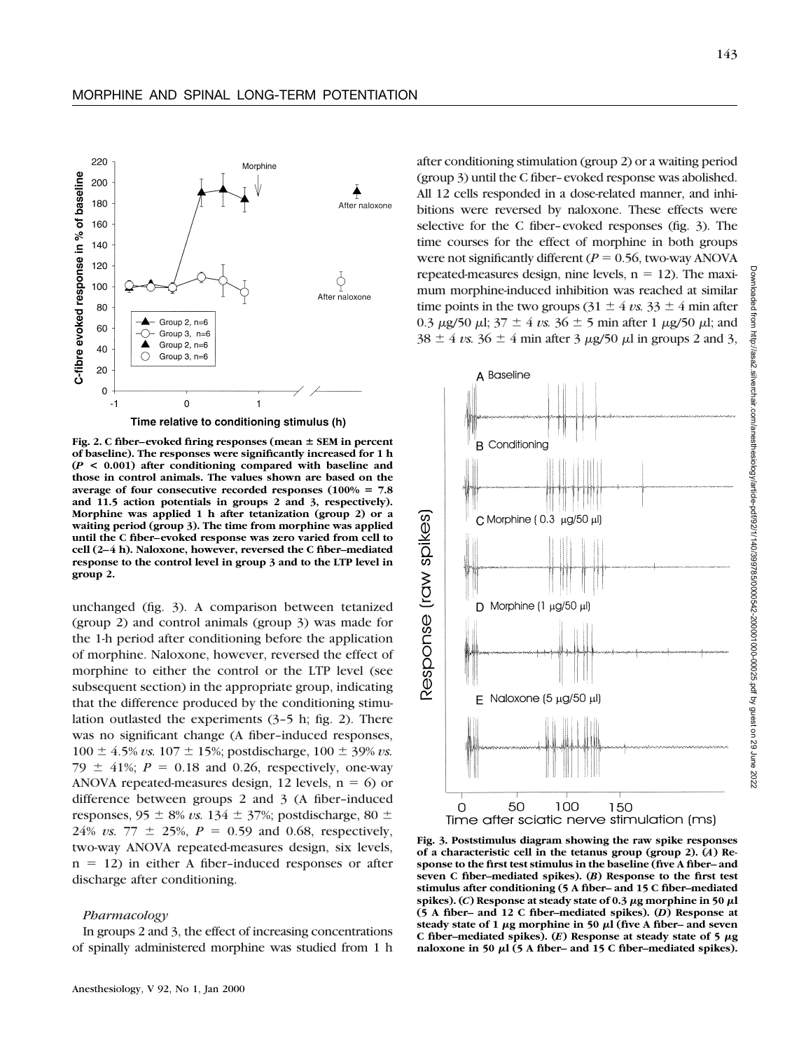Fig. 2. C fiber–evoked firing responses (mean ± SEM in percent of baseline). The responses were significantly increased for 1 h ($P < 0.001$) after conditioning compared with baseline and those in control animals. The values shown are based on the average of four consecutive recorded responses (100% = 7.8 and 11.5 action potentials in groups 2 and 3, respectively). Morphine was applied 1 h after tetanization (group 2) or a waiting period (group 3). The time from morphine was applied until the C fiber–evoked response was zero varied from cell to cell (2–4 h). Naloxone, however, reversed the C fiber–mediated response to the control level in group 3 and to the LTP level in group 2.

unchanged (fig. 3). A comparison between tetanized (group 2) and control animals (group 3) was made for the 1-h period after conditioning before the application of morphine. Naloxone, however, reversed the effect of morphine to either the control or the LTP level (see subsequent section) in the appropriate group, indicating that the difference produced by the conditioning stimulation outlasted the experiments (3–5 h; fig. 2). There was no significant change (A fiber–induced responses, 100 ± 4.5% *vs.* 107 ± 15%; postdischarge, 100 ± 39% *vs.* 79 ± 41%; $P = 0.18$ and 0.26, respectively, one-way ANOVA repeated-measures design, 12 levels, $n = 6$) or difference between groups 2 and 3 (A fiber–induced responses, 95 ± 8% *vs.* 134 ± 37%; postdischarge, 80 ± 24% *vs.* 77 ± 25%, $P = 0.59$ and 0.68, respectively, two-way ANOVA repeated-measures design, six levels, $n = 12$) in either A fiber–induced responses or after discharge after conditioning.

### *Pharmacology*

In groups 2 and 3, the effect of increasing concentrations of spinally administered morphine was studied from 1 h after conditioning stimulation (group 2) or a waiting period (group 3) until the C fiber–evoked response was abolished. All 12 cells responded in a dose-related manner, and inhibitions were reversed by naloxone. These effects were selective for the C fiber–evoked responses (fig. 3). The time courses for the effect of morphine in both groups were not significantly different ($P = 0.56$, two-way ANOVA repeated-measures design, nine levels, $n = 12$). The maximum morphine-induced inhibition was reached at similar time points in the two groups (31 ± 4 *vs.* 33 ± 4 min after 0.3 μg/50 μl; 37 ± 4 *vs.* 36 ± 5 min after 1 μg/50 μl; and 38 ± 4 *vs.* 36 ± 4 min after 3 μg/50 μl in groups 2 and 3,

Fig. 3. Poststimulus diagram showing the raw spike responses of a characteristic cell in the tetanus group (group 2). (*A*) Response to the first test stimulus in the baseline (five A fiber– and seven C fiber–mediated spikes). (*B*) Response to the first test stimulus after conditioning (5 A fiber– and 15 C fiber–mediated spikes). (*C*) Response at steady state of 0.3 μg morphine in 50 μl (5 A fiber– and 12 C fiber–mediated spikes). (*D*) Response at steady state of 1 μg morphine in 50 μl (five A fiber– and seven C fiber–mediated spikes). (*E*) Response at steady state of 5 μg naloxone in 50 μl (5 A fiber– and 15 C fiber–mediated spikes).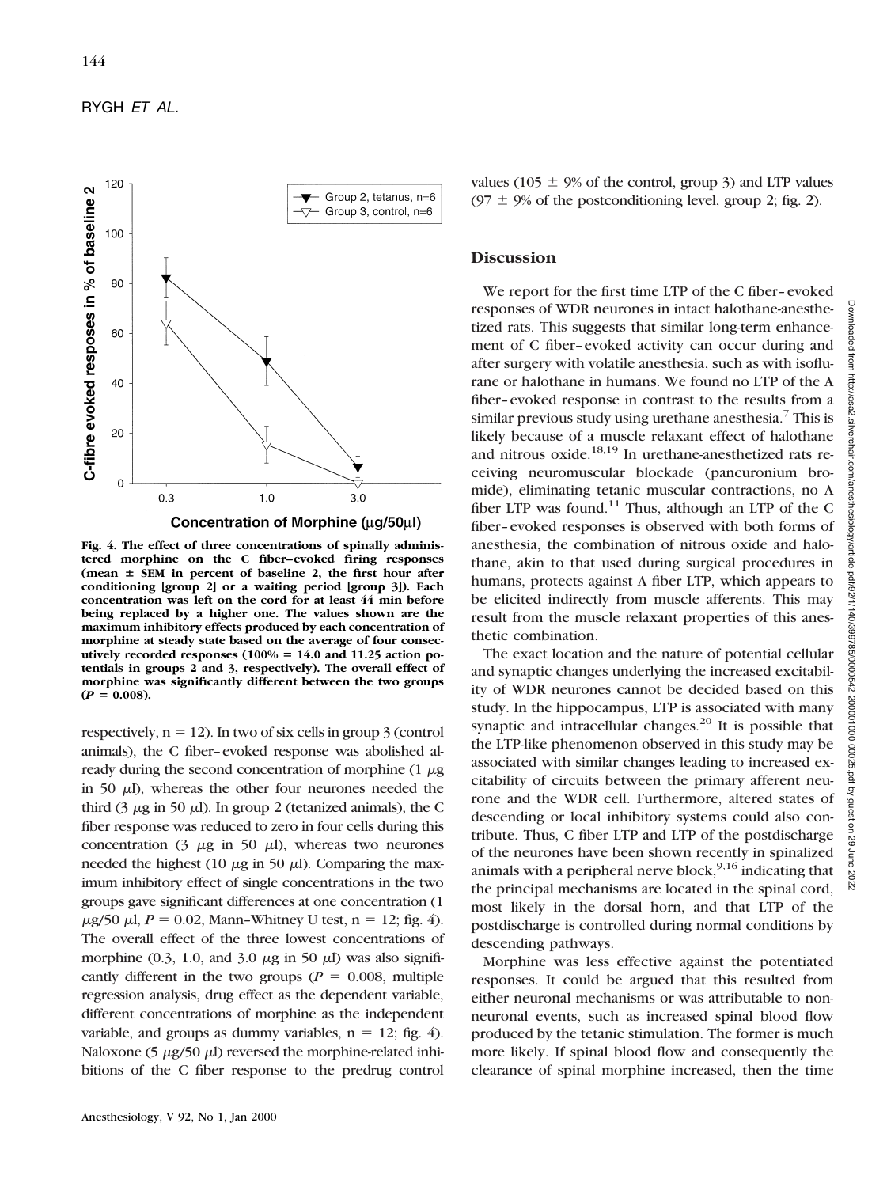Fig. 4. The effect of three concentrations of spinally administered morphine on the C fiber–evoked firing responses (mean ± SEM in percent of baseline 2, the first hour after conditioning [group 2] or a waiting period [group 3]). Each concentration was left on the cord for at least 44 min before being replaced by a higher one. The values shown are the maximum inhibitory effects produced by each concentration of morphine at steady state based on the average of four consecutively recorded responses (100% = 14.0 and 11.25 action potentials in groups 2 and 3, respectively). The overall effect of morphine was significantly different between the two groups ($P = 0.008$).

respectively, $n = 12$). In two of six cells in group 3 (control animals), the C fiber–evoked response was abolished already during the second concentration of morphine (1 $\mu$g in 50 $\mu$l), whereas the other four neurones needed the third (3 $\mu$g in 50 $\mu$l). In group 2 (tetanized animals), the C fiber response was reduced to zero in four cells during this concentration (3 $\mu$g in 50 $\mu$l), whereas two neurones needed the highest (10 $\mu$g in 50 $\mu$l). Comparing the maximum inhibitory effect of single concentrations in the two groups gave significant differences at one concentration (1 $\mu$g/50 $\mu$l, $P = 0.02$, Mann–Whitney U test, $n = 12$; fig. 4). The overall effect of the three lowest concentrations of morphine (0.3, 1.0, and 3.0 $\mu$g in 50 $\mu$l) was also significantly different in the two groups ($P = 0.008$, multiple regression analysis, drug effect as the dependent variable, different concentrations of morphine as the independent variable, and groups as dummy variables, $n = 12$; fig. 4). Naloxone (5 $\mu$g/50 $\mu$l) reversed the morphine-related inhibitions of the C fiber response to the predrug control values (105 ± 9% of the control, group 3) and LTP values (97 ± 9% of the postconditioning level, group 2; fig. 2).

## Discussion

We report for the first time LTP of the C fiber–evoked responses of WDR neurones in intact halothane-anesthetized rats. This suggests that similar long-term enhancement of C fiber–evoked activity can occur during and after surgery with volatile anesthesia, such as with isoflurane or halothane in humans. We found no LTP of the A fiber–evoked response in contrast to the results from a similar previous study using urethane anesthesia.[7] This is likely because of a muscle relaxant effect of halothane and nitrous oxide.[18,19] In urethane-anesthetized rats receiving neuromuscular blockade (pancuronium bromide), eliminating tetanic muscular contractions, no A fiber LTP was found.[11] Thus, although an LTP of the C fiber–evoked responses is observed with both forms of anesthesia, the combination of nitrous oxide and halothane, akin to that used during surgical procedures in humans, protects against A fiber LTP, which appears to be elicited indirectly from muscle afferents. This may result from the muscle relaxant properties of this anesthetic combination.

The exact location and the nature of potential cellular and synaptic changes underlying the increased excitability of WDR neurones cannot be decided based on this study. In the hippocampus, LTP is associated with many synaptic and intracellular changes.[20] It is possible that the LTP-like phenomenon observed in this study may be associated with similar changes leading to increased excitability of circuits between the primary afferent neurone and the WDR cell. Furthermore, altered states of descending or local inhibitory systems could also contribute. Thus, C fiber LTP and LTP of the postdischarge of the neurones have been shown recently in spinalized animals with a peripheral nerve block,[9,16] indicating that the principal mechanisms are located in the spinal cord, most likely in the dorsal horn, and that LTP of the postdischarge is controlled during normal conditions by descending pathways.

Morphine was less effective against the potentiated responses. It could be argued that this resulted from either neuronal mechanisms or was attributable to non-neuronal events, such as increased spinal blood flow produced by the tetanic stimulation. The former is much more likely. If spinal blood flow and consequently the clearance of spinal morphine increased, then the time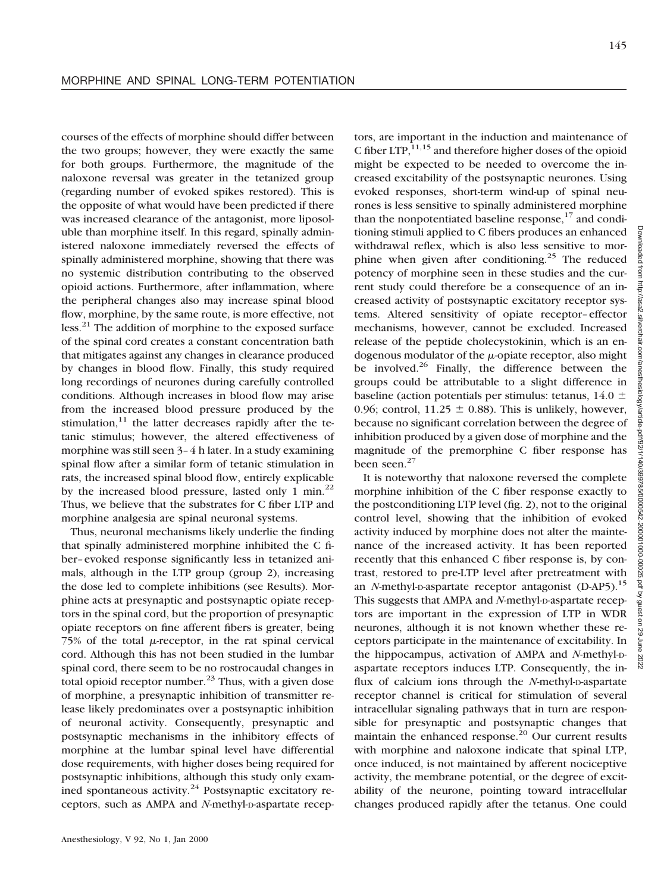courses of the effects of morphine should differ between the two groups; however, they were exactly the same for both groups. Furthermore, the magnitude of the naloxone reversal was greater in the tetanized group (regarding number of evoked spikes restored). This is the opposite of what would have been predicted if there was increased clearance of the antagonist, more liposoluble than morphine itself. In this regard, spinally administered naloxone immediately reversed the effects of spinally administered morphine, showing that there was no systemic distribution contributing to the observed opioid actions. Furthermore, after inflammation, where the peripheral changes also may increase spinal blood flow, morphine, by the same route, is more effective, not less.[21] The addition of morphine to the exposed surface of the spinal cord creates a constant concentration bath that mitigates against any changes in clearance produced by changes in blood flow. Finally, this study required long recordings of neurones during carefully controlled conditions. Although increases in blood flow may arise from the increased blood pressure produced by the stimulation,[11] the latter decreases rapidly after the tetanic stimulus; however, the altered effectiveness of morphine was still seen 3–4 h later. In a study examining spinal flow after a similar form of tetanic stimulation in rats, the increased spinal blood flow, entirely explicable by the increased blood pressure, lasted only 1 min.[22] Thus, we believe that the substrates for C fiber LTP and morphine analgesia are spinal neuronal systems.

Thus, neuronal mechanisms likely underlie the finding that spinally administered morphine inhibited the C fiber–evoked response significantly less in tetanized animals, although in the LTP group (group 2), increasing the dose led to complete inhibitions (see Results). Morphine acts at presynaptic and postsynaptic opiate receptors in the spinal cord, but the proportion of presynaptic opiate receptors on fine afferent fibers is greater, being 75% of the total $\mu$-receptor, in the rat spinal cervical cord. Although this has not been studied in the lumbar spinal cord, there seem to be no rostrocaudal changes in total opioid receptor number.[23] Thus, with a given dose of morphine, a presynaptic inhibition of transmitter release likely predominates over a postsynaptic inhibition of neuronal activity. Consequently, presynaptic and postsynaptic mechanisms in the inhibitory effects of morphine at the lumbar spinal level have differential dose requirements, with higher doses being required for postsynaptic inhibitions, although this study only examined spontaneous activity.[24] Postsynaptic excitatory receptors, such as AMPA and *N*-methyl-D-aspartate receptors, are important in the induction and maintenance of C fiber LTP,[11,15] and therefore higher doses of the opioid might be expected to be needed to overcome the increased excitability of the postsynaptic neurones. Using evoked responses, short-term wind-up of spinal neurones is less sensitive to spinally administered morphine than the nonpotentiated baseline response,[17] and conditioning stimuli applied to C fibers produces an enhanced withdrawal reflex, which is also less sensitive to morphine when given after conditioning.[25] The reduced potency of morphine seen in these studies and the current study could therefore be a consequence of an increased activity of postsynaptic excitatory receptor systems. Altered sensitivity of opiate receptor–effector mechanisms, however, cannot be excluded. Increased release of the peptide cholecystokinin, which is an endogenous modulator of the $\mu$-opiate receptor, also might be involved.[26] Finally, the difference between the groups could be attributable to a slight difference in baseline (action potentials per stimulus: tetanus, $14.0 \pm 0.96$; control, $11.25 \pm 0.88$). This is unlikely, however, because no significant correlation between the degree of inhibition produced by a given dose of morphine and the magnitude of the premorphine C fiber response has been seen.[27]

It is noteworthy that naloxone reversed the complete morphine inhibition of the C fiber response exactly to the postconditioning LTP level (fig. 2), not to the original control level, showing that the inhibition of evoked activity induced by morphine does not alter the maintenance of the increased activity. It has been reported recently that this enhanced C fiber response is, by contrast, restored to pre-LTP level after pretreatment with an *N*-methyl-D-aspartate receptor antagonist (D-AP5).[15] This suggests that AMPA and *N*-methyl-D-aspartate receptors are important in the expression of LTP in WDR neurones, although it is not known whether these receptors participate in the maintenance of excitability. In the hippocampus, activation of AMPA and *N*-methyl-D-aspartate receptors induces LTP. Consequently, the influx of calcium ions through the *N*-methyl-D-aspartate receptor channel is critical for stimulation of several intracellular signaling pathways that in turn are responsible for presynaptic and postsynaptic changes that maintain the enhanced response.[20] Our current results with morphine and naloxone indicate that spinal LTP, once induced, is not maintained by afferent nociceptive activity, the membrane potential, or the degree of excitability of the neurone, pointing toward intracellular changes produced rapidly after the tetanus. One could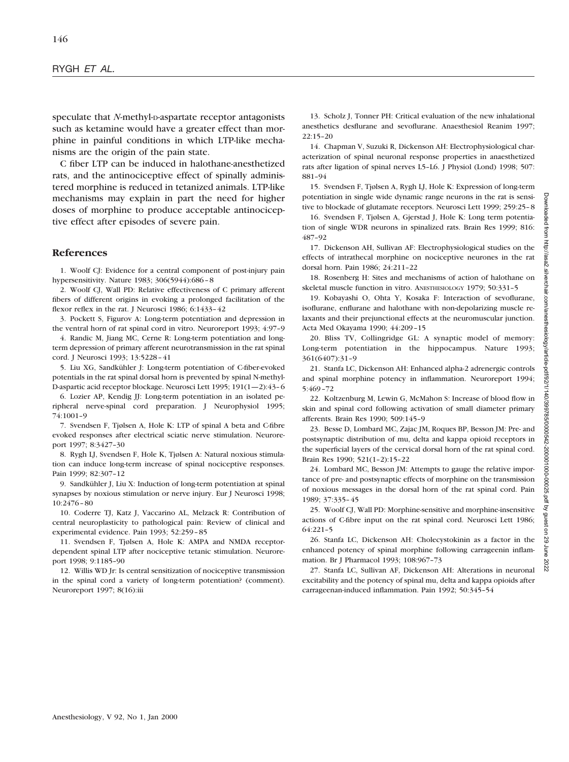speculate that *N*-methyl-D-aspartate receptor antagonists such as ketamine would have a greater effect than morphine in painful conditions in which LTP-like mechanisms are the origin of the pain state.

C fiber LTP can be induced in halothane-anesthetized rats, and the antinociceptive effect of spinally administered morphine is reduced in tetanized animals. LTP-like mechanisms may explain in part the need for higher doses of morphine to produce acceptable antinociceptive effect after episodes of severe pain.

## References

1. Woolf CJ: Evidence for a central component of post-injury pain hypersensitivity. Nature 1983; 306(5944):686–8
2. Woolf CJ, Wall PD: Relative effectiveness of C primary afferent fibers of different origins in evoking a prolonged facilitation of the flexor reflex in the rat. J Neurosci 1986; 6:1433–42
3. Pockett S, Figurov A: Long-term potentiation and depression in the ventral horn of rat spinal cord in vitro. Neuroreport 1993; 4:97–9
4. Randic M, Jiang MC, Cerne R: Long-term potentiation and long-term depression of primary afferent neurotransmission in the rat spinal cord. J Neurosci 1993; 13:5228–41
5. Liu XG, Sandkühler J: Long-term potentiation of C-fiber-evoked potentials in the rat spinal dorsal horn is prevented by spinal N-methyl-D-aspartic acid receptor blockage. Neurosci Lett 1995; 191(1—2):43–6
6. Lozier AP, Kendig JJ: Long-term potentiation in an isolated peripheral nerve-spinal cord preparation. J Neurophysiol 1995; 74:1001–9
7. Svendsen F, Tjølsen A, Hole K: LTP of spinal A beta and C-fibre evoked responses after electrical sciatic nerve stimulation. Neuroreport 1997; 8:3427–30
8. Rygh LJ, Svendsen F, Hole K, Tjølsen A: Natural noxious stimulation can induce long-term increase of spinal nociceptive responses. Pain 1999; 82:307–12
9. Sandkühler J, Liu X: Induction of long-term potentiation at spinal synapses by noxious stimulation or nerve injury. Eur J Neurosci 1998; 10:2476–80
10. Coderre TJ, Katz J, Vaccarino AL, Melzack R: Contribution of central neuroplasticity to pathological pain: Review of clinical and experimental evidence. Pain 1993; 52:259–85
11. Svendsen F, Tjølsen A, Hole K: AMPA and NMDA receptor-dependent spinal LTP after nociceptive tetanic stimulation. Neuroreport 1998; 9:1185–90
12. Willis WD Jr: Is central sensitization of nociceptive transmission in the spinal cord a variety of long-term potentiation? (comment). Neuroreport 1997; 8(16):iii
13. Scholz J, Tonner PH: Critical evaluation of the new inhalational anesthetics desflurane and sevoflurane. Anaesthesiol Reanim 1997; 22:15–20
14. Chapman V, Suzuki R, Dickenson AH: Electrophysiological characterization of spinal neuronal response properties in anaesthetized rats after ligation of spinal nerves L5–L6. J Physiol (Lond) 1998; 507: 881–94
15. Svendsen F, Tjølsen A, Rygh LJ, Hole K: Expression of long-term potentiation in single wide dynamic range neurons in the rat is sensitive to blockade of glutamate receptors. Neurosci Lett 1999; 259:25–8
16. Svendsen F, Tjølsen A, Gjerstad J, Hole K: Long term potentiation of single WDR neurons in spinalized rats. Brain Res 1999; 816: 487–92
17. Dickenson AH, Sullivan AF: Electrophysiological studies on the effects of intrathecal morphine on nociceptive neurones in the rat dorsal horn. Pain 1986; 24:211–22
18. Rosenberg H: Sites and mechanisms of action of halothane on skeletal muscle function in vitro. ANESTHESIOLOGY 1979; 50:331–5
19. Kobayashi O, Ohta Y, Kosaka F: Interaction of sevoflurane, isoflurane, enflurane and halothane with non-depolarizing muscle relaxants and their prejunctional effects at the neuromuscular junction. Acta Med Okayama 1990; 44:209–15
20. Bliss TV, Collingridge GL: A synaptic model of memory: Long-term potentiation in the hippocampus. Nature 1993; 361(6407):31–9
21. Stanfa LC, Dickenson AH: Enhanced alpha-2 adrenergic controls and spinal morphine potency in inflammation. Neuroreport 1994; 5:469–72
22. Koltzenburg M, Lewin G, McMahon S: Increase of blood flow in skin and spinal cord following activation of small diameter primary afferents. Brain Res 1990; 509:145–9
23. Besse D, Lombard MC, Zajac JM, Roques BP, Besson JM: Pre- and postsynaptic distribution of mu, delta and kappa opioid receptors in the superficial layers of the cervical dorsal horn of the rat spinal cord. Brain Res 1990; 521(1–2):15–22
24. Lombard MC, Besson JM: Attempts to gauge the relative importance of pre- and postsynaptic effects of morphine on the transmission of noxious messages in the dorsal horn of the rat spinal cord. Pain 1989; 37:335–45
25. Woolf CJ, Wall PD: Morphine-sensitive and morphine-insensitive actions of C-fibre input on the rat spinal cord. Neurosci Lett 1986; 64:221–5
26. Stanfa LC, Dickenson AH: Cholecystokinin as a factor in the enhanced potency of spinal morphine following carrageenin inflammation. Br J Pharmacol 1993; 108:967–73
27. Stanfa LC, Sullivan AF, Dickenson AH: Alterations in neuronal excitability and the potency of spinal mu, delta and kappa opioids after carrageenan-induced inflammation. Pain 1992; 50:345–54